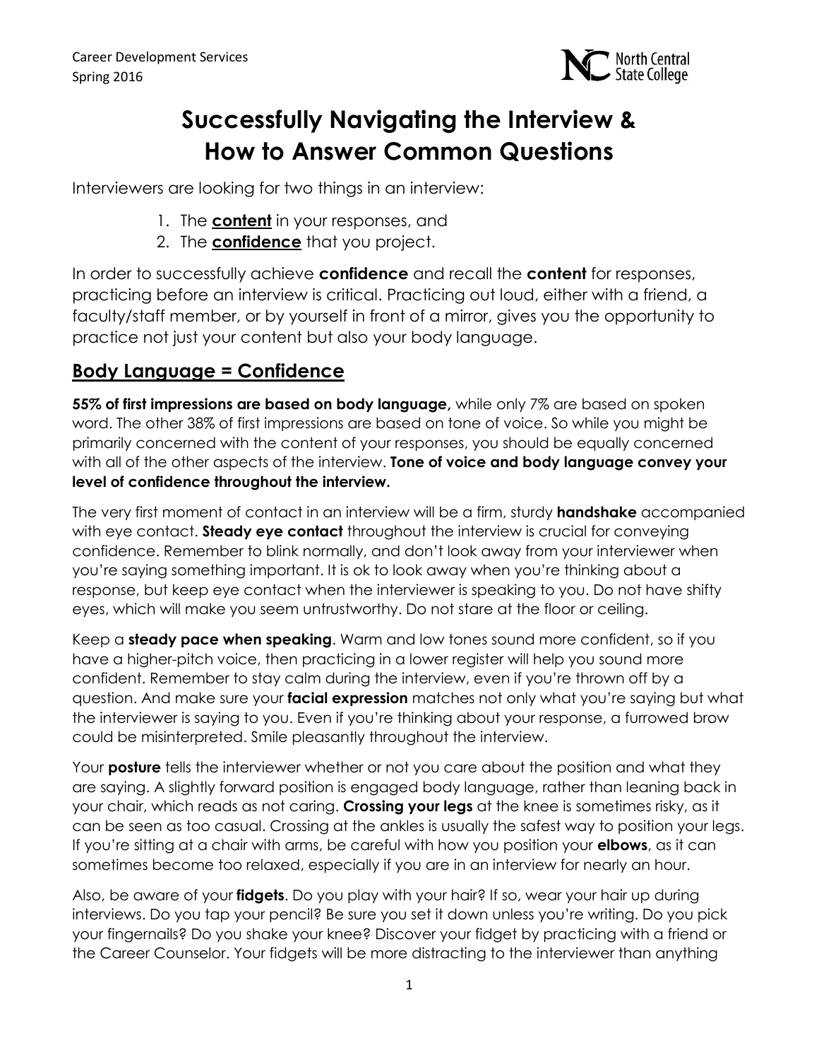# Successfully Navigating the Interview & How to Answer Common Questions

Interviewers are looking for two things in an interview:

1. The **content** in your responses, and
2. The **confidence** that you project.

In order to successfully achieve **confidence** and recall the **content** for responses, practicing before an interview is critical. Practicing out loud, either with a friend, a faculty/staff member, or by yourself in front of a mirror, gives you the opportunity to practice not just your content but also your body language.

## Body Language = Confidence

**55% of first impressions are based on body language,** while only 7% are based on spoken word. The other 38% of first impressions are based on tone of voice. So while you might be primarily concerned with the content of your responses, you should be equally concerned with all of the other aspects of the interview. **Tone of voice and body language convey your level of confidence throughout the interview.**

The very first moment of contact in an interview will be a firm, sturdy **handshake** accompanied with eye contact. **Steady eye contact** throughout the interview is crucial for conveying confidence. Remember to blink normally, and don't look away from your interviewer when you're saying something important. It is ok to look away when you're thinking about a response, but keep eye contact when the interviewer is speaking to you. Do not have shifty eyes, which will make you seem untrustworthy. Do not stare at the floor or ceiling.

Keep a **steady pace when speaking**. Warm and low tones sound more confident, so if you have a higher-pitch voice, then practicing in a lower register will help you sound more confident. Remember to stay calm during the interview, even if you're thrown off by a question. And make sure your **facial expression** matches not only what you're saying but what the interviewer is saying to you. Even if you're thinking about your response, a furrowed brow could be misinterpreted. Smile pleasantly throughout the interview.

Your **posture** tells the interviewer whether or not you care about the position and what they are saying. A slightly forward position is engaged body language, rather than leaning back in your chair, which reads as not caring. **Crossing your legs** at the knee is sometimes risky, as it can be seen as too casual. Crossing at the ankles is usually the safest way to position your legs. If you're sitting at a chair with arms, be careful with how you position your **elbows**, as it can sometimes become too relaxed, especially if you are in an interview for nearly an hour.

Also, be aware of your **fidgets**. Do you play with your hair? If so, wear your hair up during interviews. Do you tap your pencil? Be sure you set it down unless you're writing. Do you pick your fingernails? Do you shake your knee? Discover your fidget by practicing with a friend or the Career Counselor. Your fidgets will be more distracting to the interviewer than anything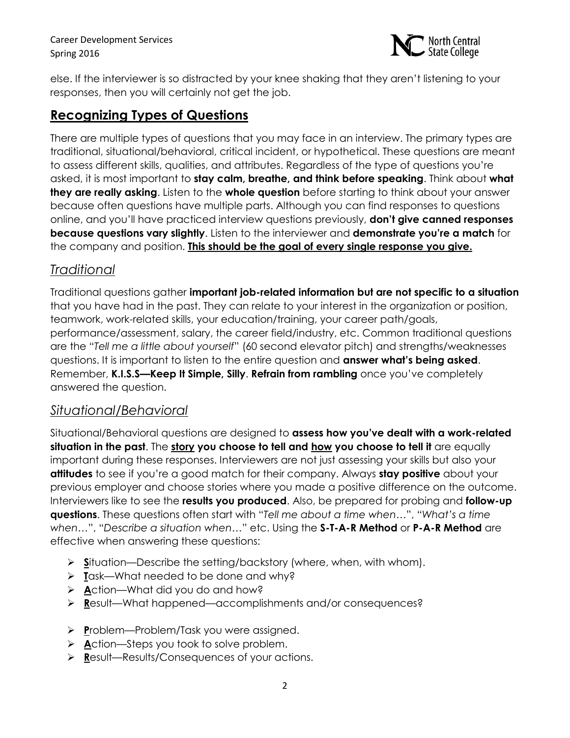else. If the interviewer is so distracted by your knee shaking that they aren't listening to your responses, then you will certainly not get the job.

## Recognizing Types of Questions

There are multiple types of questions that you may face in an interview. The primary types are traditional, situational/behavioral, critical incident, or hypothetical. These questions are meant to assess different skills, qualities, and attributes. Regardless of the type of questions you're asked, it is most important to **stay calm, breathe, and think before speaking**. Think about **what they are really asking**. Listen to the **whole question** before starting to think about your answer because often questions have multiple parts. Although you can find responses to questions online, and you'll have practiced interview questions previously, **don't give canned responses because questions vary slightly**. Listen to the interviewer and **demonstrate you're a match** for the company and position. **<u>This should be the goal of every single response you give.</u>**

### *Traditional*

Traditional questions gather **important job-related information but are not specific to a situation** that you have had in the past. They can relate to your interest in the organization or position, teamwork, work-related skills, your education/training, your career path/goals, performance/assessment, salary, the career field/industry, etc. Common traditional questions are the "*Tell me a little about yourself*" (60 second elevator pitch) and strengths/weaknesses questions. It is important to listen to the entire question and **answer what's being asked**. Remember, **K.I.S.S—Keep It Simple, Silly**. **Refrain from rambling** once you've completely answered the question.

### *Situational/Behavioral*

Situational/Behavioral questions are designed to **assess how you've dealt with a work-related situation in the past**. The **<u>story</u> you choose to tell and <u>how</u> you choose to tell it** are equally important during these responses. Interviewers are not just assessing your skills but also your **attitudes** to see if you're a good match for their company. Always **stay positive** about your previous employer and choose stories where you made a positive difference on the outcome. Interviewers like to see the **results you produced**. Also, be prepared for probing and **follow-up questions**. These questions often start with "*Tell me about a time when*…", "*What's a time when*…", "*Describe a situation when*…" etc. Using the **S-T-A-R Method** or **P-A-R Method** are effective when answering these questions:

- **<u>S</u>**ituation—Describe the setting/backstory (where, when, with whom).
- **<u>T</u>**ask—What needed to be done and why?
- **<u>A</u>**ction—What did you do and how?
- **<u>R</u>**esult—What happened—accomplishments and/or consequences?

- **<u>P</u>**roblem—Problem/Task you were assigned.
- **<u>A</u>**ction—Steps you took to solve problem.
- **<u>R</u>**esult—Results/Consequences of your actions.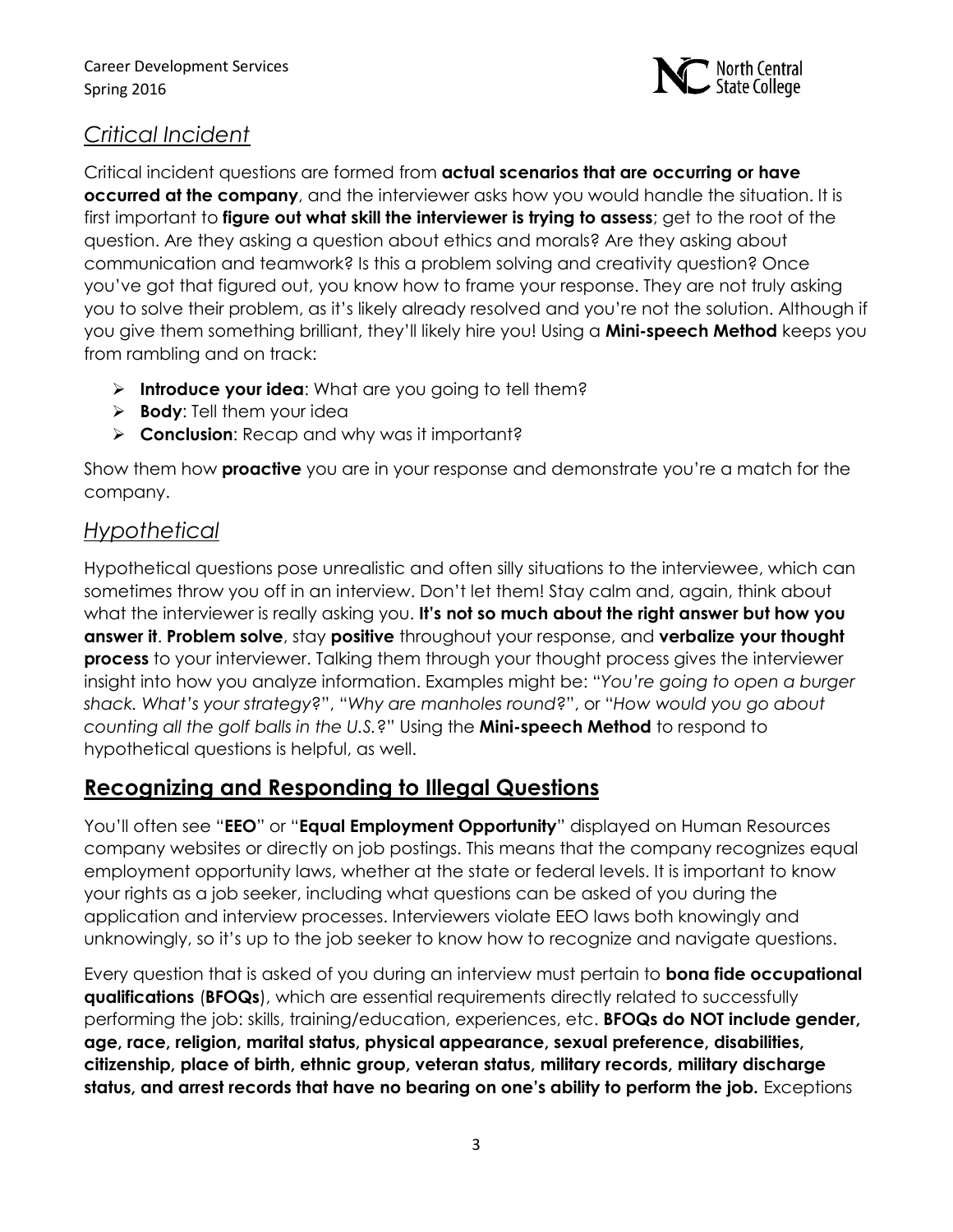## *Critical Incident*

Critical incident questions are formed from **actual scenarios that are occurring or have occurred at the company**, and the interviewer asks how you would handle the situation. It is first important to **figure out what skill the interviewer is trying to assess**; get to the root of the question. Are they asking a question about ethics and morals? Are they asking about communication and teamwork? Is this a problem solving and creativity question? Once you've got that figured out, you know how to frame your response. They are not truly asking you to solve their problem, as it's likely already resolved and you're not the solution. Although if you give them something brilliant, they'll likely hire you! Using a **Mini-speech Method** keeps you from rambling and on track:

- **Introduce your idea**: What are you going to tell them?
- **Body**: Tell them your idea
- **Conclusion**: Recap and why was it important?

Show them how **proactive** you are in your response and demonstrate you're a match for the company.

## *Hypothetical*

Hypothetical questions pose unrealistic and often silly situations to the interviewee, which can sometimes throw you off in an interview. Don't let them! Stay calm and, again, think about what the interviewer is really asking you. **It's not so much about the right answer but how you answer it**. **Problem solve**, stay **positive** throughout your response, and **verbalize your thought process** to your interviewer. Talking them through your thought process gives the interviewer insight into how you analyze information. Examples might be: "*You're going to open a burger shack. What's your strategy*?", "*Why are manholes round*?", or "*How would you go about counting all the golf balls in the U.S.*?" Using the **Mini-speech Method** to respond to hypothetical questions is helpful, as well.

# Recognizing and Responding to Illegal Questions

You'll often see "**EEO**" or "**Equal Employment Opportunity**" displayed on Human Resources company websites or directly on job postings. This means that the company recognizes equal employment opportunity laws, whether at the state or federal levels. It is important to know your rights as a job seeker, including what questions can be asked of you during the application and interview processes. Interviewers violate EEO laws both knowingly and unknowingly, so it's up to the job seeker to know how to recognize and navigate questions.

Every question that is asked of you during an interview must pertain to **bona fide occupational qualifications** (**BFOQs**), which are essential requirements directly related to successfully performing the job: skills, training/education, experiences, etc. **BFOQs do NOT include gender, age, race, religion, marital status, physical appearance, sexual preference, disabilities, citizenship, place of birth, ethnic group, veteran status, military records, military discharge status, and arrest records that have no bearing on one's ability to perform the job.** Exceptions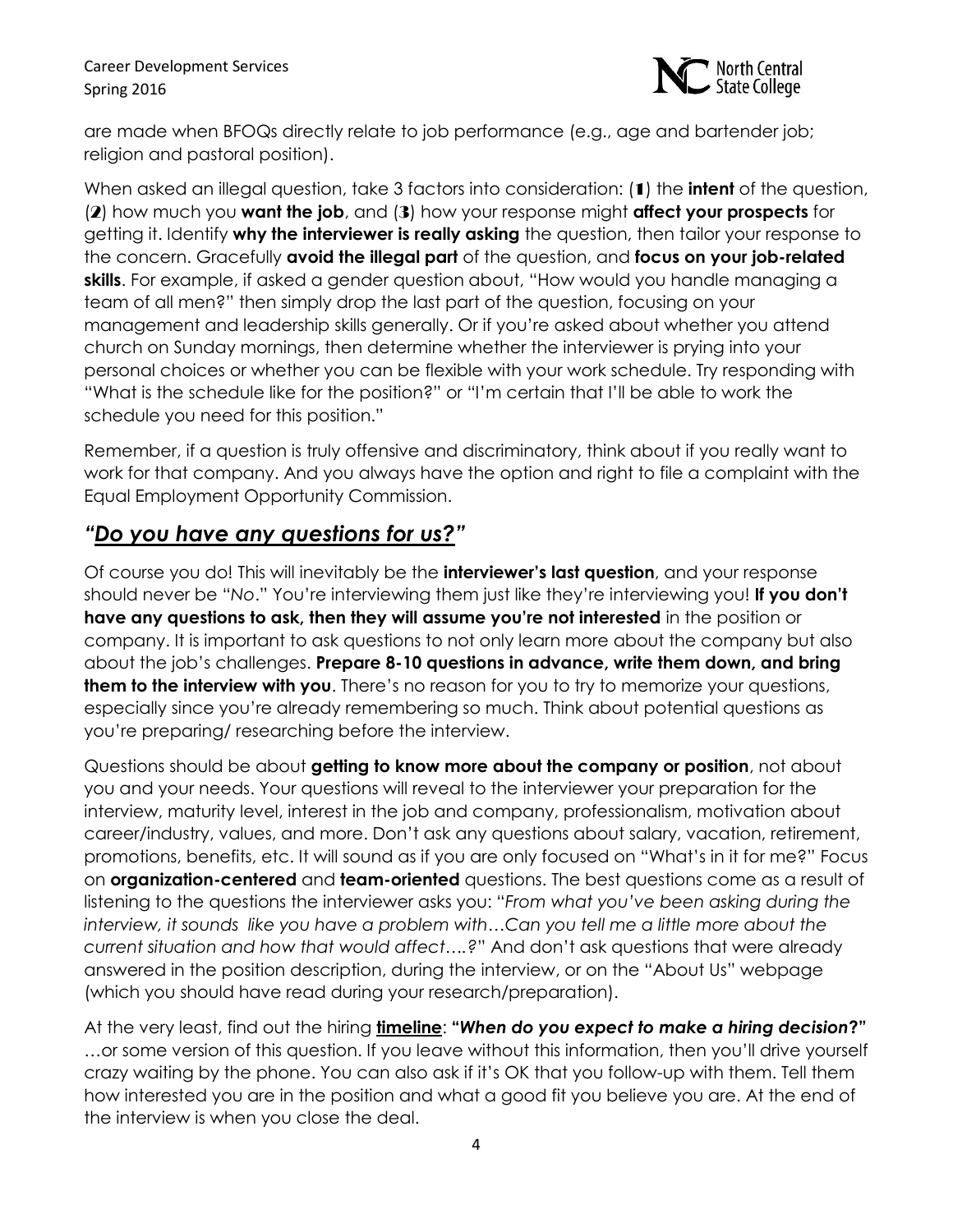are made when BFOQs directly relate to job performance (e.g., age and bartender job; religion and pastoral position).

When asked an illegal question, take 3 factors into consideration: (**1**) the **intent** of the question, (**2**) how much you **want the job**, and (**3**) how your response might **affect your prospects** for getting it. Identify **why the interviewer is really asking** the question, then tailor your response to the concern. Gracefully **avoid the illegal part** of the question, and **focus on your job-related skills**. For example, if asked a gender question about, "How would you handle managing a team of all men?" then simply drop the last part of the question, focusing on your management and leadership skills generally. Or if you're asked about whether you attend church on Sunday mornings, then determine whether the interviewer is prying into your personal choices or whether you can be flexible with your work schedule. Try responding with "What is the schedule like for the position?" or "I'm certain that I'll be able to work the schedule you need for this position."

Remember, if a question is truly offensive and discriminatory, think about if you really want to work for that company. And you always have the option and right to file a complaint with the Equal Employment Opportunity Commission.

## *"Do you have any questions for us?"*

Of course you do! This will inevitably be the **interviewer's last question**, and your response should never be "*No*." You're interviewing them just like they're interviewing you! **If you don't have any questions to ask, then they will assume you're not interested** in the position or company. It is important to ask questions to not only learn more about the company but also about the job's challenges. **Prepare 8-10 questions in advance, write them down, and bring them to the interview with you**. There's no reason for you to try to memorize your questions, especially since you're already remembering so much. Think about potential questions as you're preparing/ researching before the interview.

Questions should be about **getting to know more about the company or position**, not about you and your needs. Your questions will reveal to the interviewer your preparation for the interview, maturity level, interest in the job and company, professionalism, motivation about career/industry, values, and more. Don't ask any questions about salary, vacation, retirement, promotions, benefits, etc. It will sound as if you are only focused on "What's in it for me?" Focus on **organization-centered** and **team-oriented** questions. The best questions come as a result of listening to the questions the interviewer asks you: "*From what you've been asking during the interview, it sounds like you have a problem with…Can you tell me a little more about the current situation and how that would affect….?*" And don't ask questions that were already answered in the position description, during the interview, or on the "About Us" webpage (which you should have read during your research/preparation).

At the very least, find out the hiring **timeline**: **"*When do you expect to make a hiring decision*?"** …or some version of this question. If you leave without this information, then you'll drive yourself crazy waiting by the phone. You can also ask if it's OK that you follow-up with them. Tell them how interested you are in the position and what a good fit you believe you are. At the end of the interview is when you close the deal.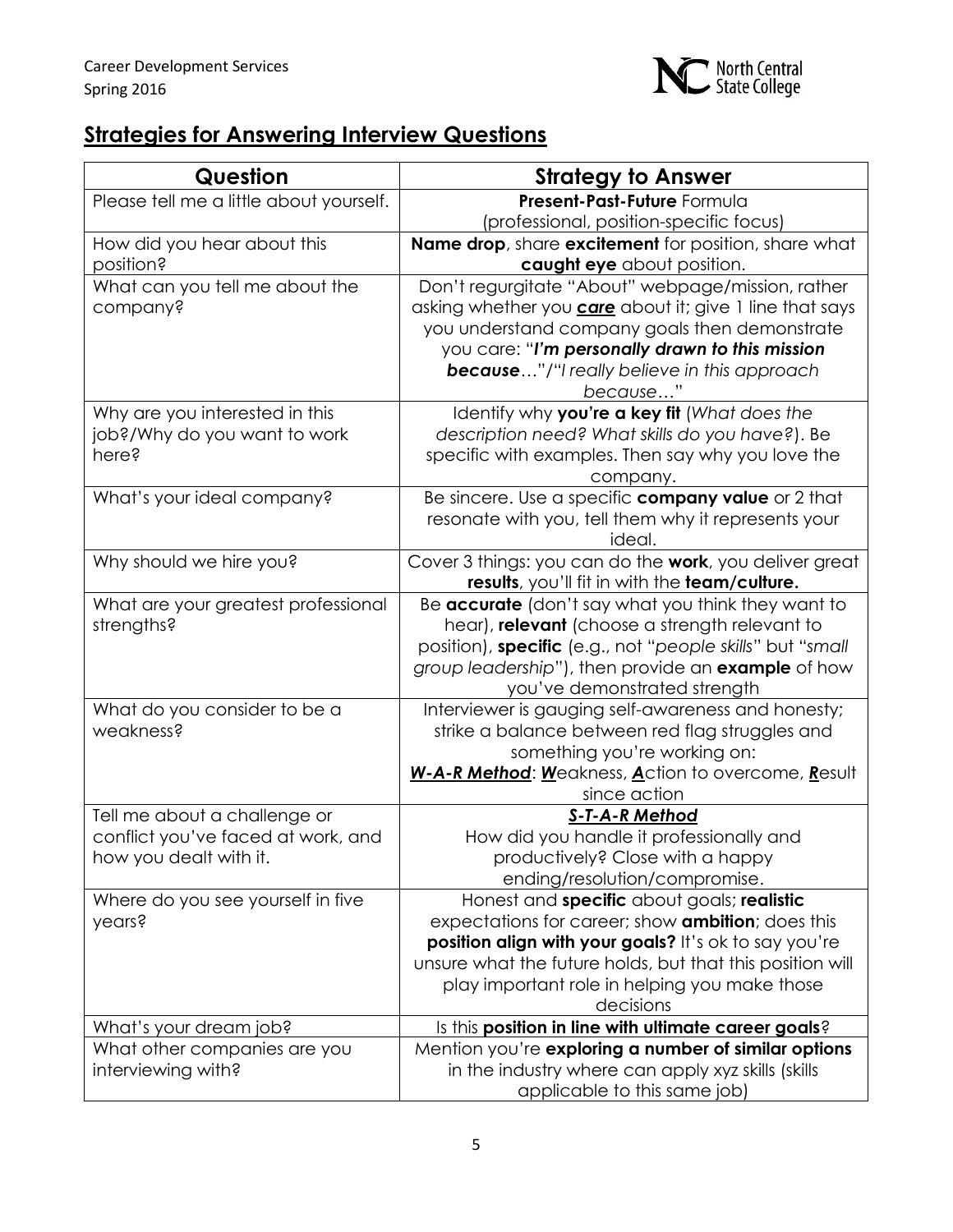## Strategies for Answering Interview Questions

| Question | Strategy to Answer |
|---|---|
| Please tell me a little about yourself. | **Present-Past-Future** Formula (professional, position-specific focus) |
| How did you hear about this position? | **Name drop**, share **excitement** for position, share what **caught eye** about position. |
| What can you tell me about the company? | Don't regurgitate "About" webpage/mission, rather asking whether you ***care*** about it; give 1 line that says you understand company goals then demonstrate you care: "***I'm personally drawn to this mission because***…"/"*I really believe in this approach because…*" |
| Why are you interested in this job?/Why do you want to work here? | Identify why **you're a key fit** (*What does the description need? What skills do you have?*). Be specific with examples. Then say why you love the company. |
| What's your ideal company? | Be sincere. Use a specific **company value** or 2 that resonate with you, tell them why it represents your ideal. |
| Why should we hire you? | Cover 3 things: you can do the **work**, you deliver great **results**, you'll fit in with the **team/culture.** |
| What are your greatest professional strengths? | Be **accurate** (don't say what you think they want to hear), **relevant** (choose a strength relevant to position), **specific** (e.g., not "*people skills*" but "*small group leadership*"), then provide an **example** of how you've demonstrated strength |
| What do you consider to be a weakness? | Interviewer is gauging self-awareness and honesty; strike a balance between red flag struggles and something you're working on: ***W-A-R Method***: ***W***eakness, ***A***ction to overcome, ***R***esult since action |
| Tell me about a challenge or conflict you've faced at work, and how you dealt with it. | ***S-T-A-R Method*** How did you handle it professionally and productively? Close with a happy ending/resolution/compromise. |
| Where do you see yourself in five years? | Honest and **specific** about goals; **realistic** expectations for career; show **ambition**; does this **position align with your goals?** It's ok to say you're unsure what the future holds, but that this position will play important role in helping you make those decisions |
| What's your dream job? | Is this **position in line with ultimate career goals**? |
| What other companies are you interviewing with? | Mention you're **exploring a number of similar options** in the industry where can apply xyz skills (skills applicable to this same job) |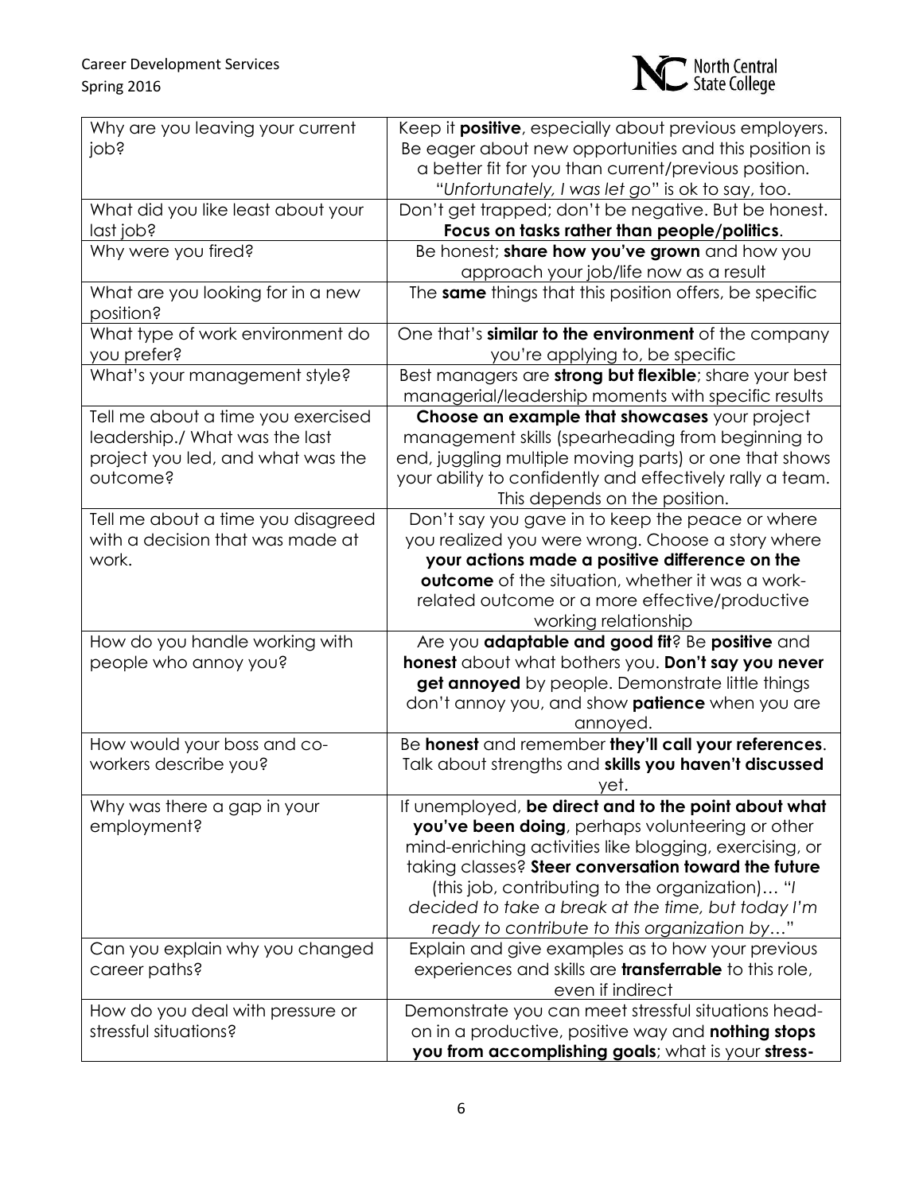| Why are you leaving your current job? | Keep it **positive**, especially about previous employers. Be eager about new opportunities and this position is a better fit for you than current/previous position. "*Unfortunately, I was let go*" is ok to say, too. |
|---|---|
| What did you like least about your last job? | Don't get trapped; don't be negative. But be honest. **Focus on tasks rather than people/politics**. |
| Why were you fired? | Be honest; **share how you've grown** and how you approach your job/life now as a result |
| What are you looking for in a new position? | The **same** things that this position offers, be specific |
| What type of work environment do you prefer? | One that's **similar to the environment** of the company you're applying to, be specific |
| What's your management style? | Best managers are **strong but flexible**; share your best managerial/leadership moments with specific results |
| Tell me about a time you exercised leadership./ What was the last project you led, and what was the outcome? | **Choose an example that showcases** your project management skills (spearheading from beginning to end, juggling multiple moving parts) or one that shows your ability to confidently and effectively rally a team. This depends on the position. |
| Tell me about a time you disagreed with a decision that was made at work. | Don't say you gave in to keep the peace or where you realized you were wrong. Choose a story where **your actions made a positive difference on the outcome** of the situation, whether it was a work-related outcome or a more effective/productive working relationship |
| How do you handle working with people who annoy you? | Are you **adaptable and good fit**? Be **positive** and **honest** about what bothers you. **Don't say you never get annoyed** by people. Demonstrate little things don't annoy you, and show **patience** when you are annoyed. |
| How would your boss and co-workers describe you? | Be **honest** and remember **they'll call your references**. Talk about strengths and **skills you haven't discussed** yet. |
| Why was there a gap in your employment? | If unemployed, **be direct and to the point about what you've been doing**, perhaps volunteering or other mind-enriching activities like blogging, exercising, or taking classes? **Steer conversation toward the future** (this job, contributing to the organization)… "*I decided to take a break at the time, but today I'm ready to contribute to this organization by…*" |
| Can you explain why you changed career paths? | Explain and give examples as to how your previous experiences and skills are **transferrable** to this role, even if indirect |
| How do you deal with pressure or stressful situations? | Demonstrate you can meet stressful situations head-on in a productive, positive way and **nothing stops you from accomplishing goals**; what is your **stress-** |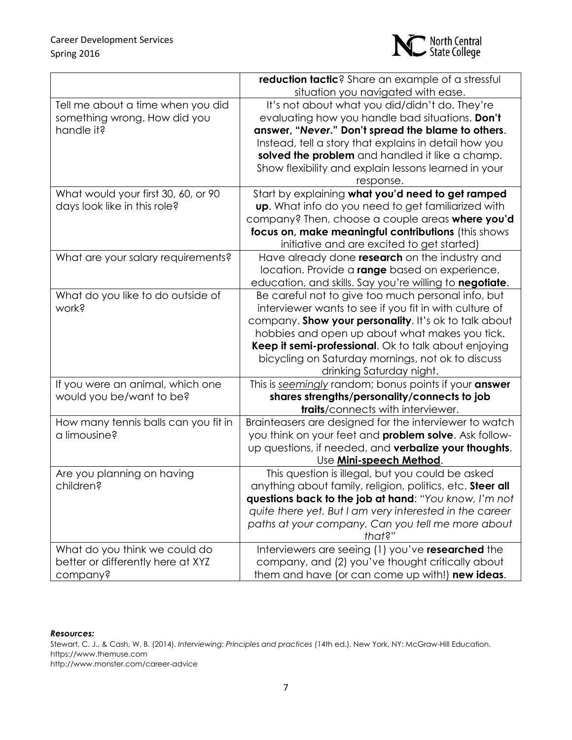| | |
|---|---|
| | **reduction tactic**? Share an example of a stressful situation you navigated with ease. |
| Tell me about a time when you did something wrong. How did you handle it? | It's not about what you did/didn't do. They're evaluating how you handle bad situations. **Don't answer, "*Never*." Don't spread the blame to others**. Instead, tell a story that explains in detail how you **solved the problem** and handled it like a champ. Show flexibility and explain lessons learned in your response. |
| What would your first 30, 60, or 90 days look like in this role? | Start by explaining **what you'd need to get ramped up**. What info do you need to get familiarized with company? Then, choose a couple areas **where you'd focus on, make meaningful contributions** (this shows initiative and are excited to get started) |
| What are your salary requirements? | Have already done **research** on the industry and location. Provide a **range** based on experience, education, and skills. Say you're willing to **negotiate**. |
| What do you like to do outside of work? | Be careful not to give too much personal info, but interviewer wants to see if you fit in with culture of company. **Show your personality**. It's ok to talk about hobbies and open up about what makes you tick. **Keep it semi-professional**. Ok to talk about enjoying bicycling on Saturday mornings, not ok to discuss drinking Saturday night. |
| If you were an animal, which one would you be/want to be? | This is *seemingly* random; bonus points if your **answer shares strengths/personality/connects to job traits**/connects with interviewer. |
| How many tennis balls can you fit in a limousine? | Brainteasers are designed for the interviewer to watch you think on your feet and **problem solve**. Ask follow-up questions, if needed, and **verbalize your thoughts**. Use **Mini-speech Method**. |
| Are you planning on having children? | This question is illegal, but you could be asked anything about family, religion, politics, etc. **Steer all questions back to the job at hand**: "*You know, I'm not quite there yet. But I am very interested in the career paths at your company. Can you tell me more about that?*" |
| What do you think we could do better or differently here at XYZ company? | Interviewers are seeing (1) you've **researched** the company, and (2) you've thought critically about them and have (or can come up with!) **new ideas**. |

***Resources:***

Stewart, C. J., & Cash, W. B. (2014). *Interviewing: Principles and practices* (14th ed.). New York, NY: McGraw-Hill Education.
https://www.themuse.com
http://www.monster.com/career-advice